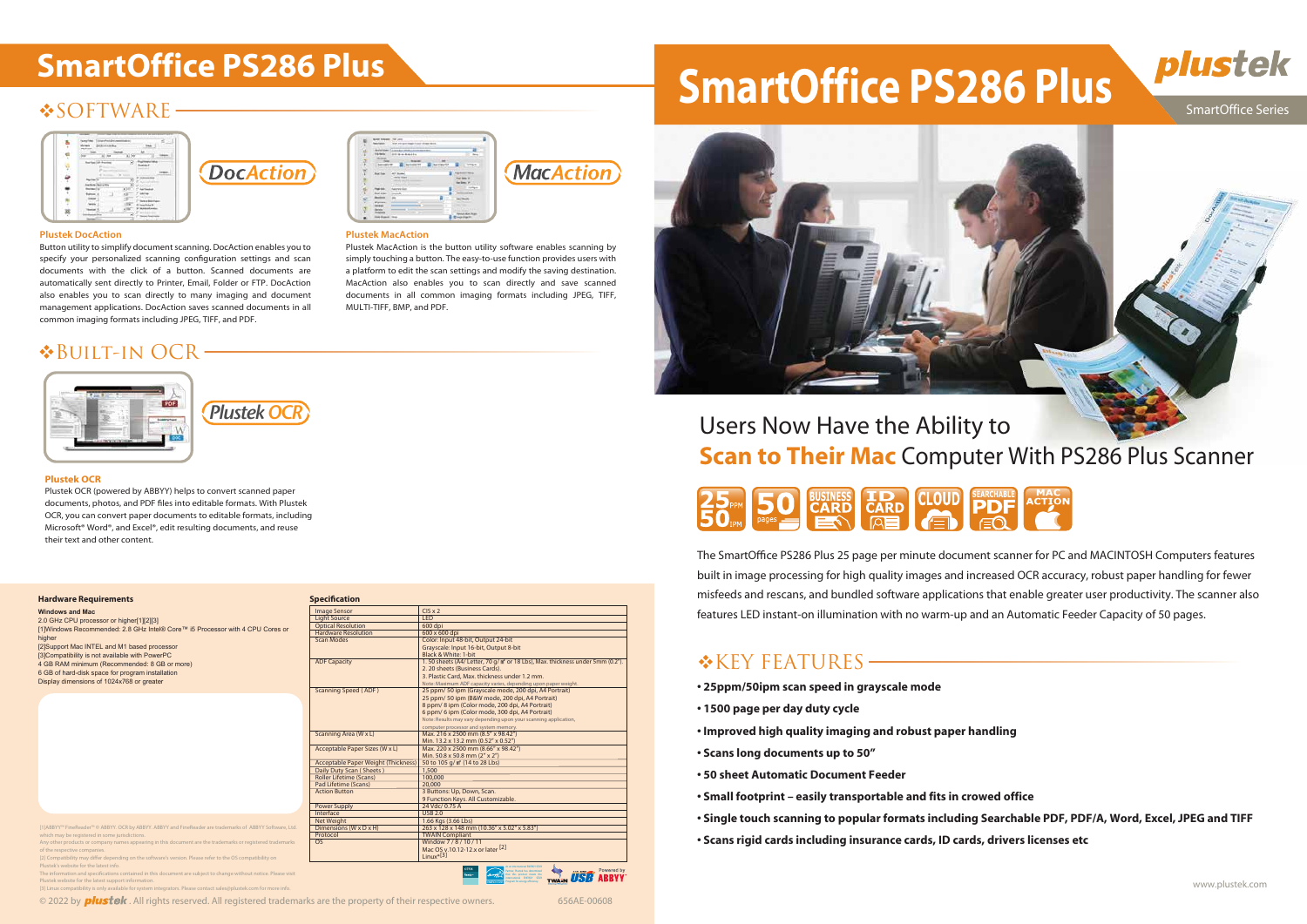# SmartOffice PS286 Plus

## ❖SOFTWARE

DocAction

MacAction

### Plustek DocAction

Button utility to simplify document scanning. DocAction enables you to specify your personalized scanning configuration settings and scan documents with the click of a button. Scanned documents are automatically sent directly to Printer, Email, Folder or FTP. DocAction also enables you to scan directly to many imaging and document management applications. DocAction saves scanned documents in all common imaging formats including JPEG, TIFF, and PDF.

### Plustek MacAction

Plustek MacAction is the button utility software enables scanning by simply touching a button. The easy-to-use function provides users with a platform to edit the scan settings and modify the saving destination. MacAction also enables you to scan directly and save scanned documents in all common imaging formats including JPEG, TIFF, MULTI-TIFF, BMP, and PDF.

## ❖BUILT-IN OCR

Plustek OCR

### Plustek OCR

Plustek OCR (powered by ABBYY) helps to convert scanned paper documents, photos, and PDF files into editable formats. With Plustek OCR, you can convert paper documents to editable formats, including Microsoft® Word®, and Excel®, edit resulting documents, and reuse their text and other content.

### Hardware Requirements

**Windows and Mac**

2.0 GHz CPU processor or higher[1][2][3]

[1]Windows Recommended: 2.8 GHz Intel® Core™ i5 Processor with 4 CPU Cores or higher

[2]Support Mac INTEL and M1 based processor

[3]Compatibility is not available with PowerPC

4 GB RAM minimum (Recommended: 8 GB or more)

6 GB of hard-disk space for program installation

Display dimensions of 1024x768 or greater

### Specification

| | |
|---|---|
| Image Sensor | CIS x 2 |
| Light Source | LED |
| Optical Resolution | 600 dpi |
| Hardware Resolution | 600 x 600 dpi |
| Scan Modes | Color: Input 48-bit, Output 24-bit<br>Grayscale: Input 16-bit, Output 8-bit<br>Black & White: 1-bit |
| ADF Capacity | 1. 50 sheets (A4/ Letter, 70 g/㎡ or 18 Lbs), Max. thickness under 5mm (0.2").<br>2. 20 sheets (Business Cards).<br>3. Plastic Card, Max. thickness under 1.2 mm.<br>Note: Maximum ADF capacity varies, depending upon paper weight. |
| Scanning Speed (ADF) | 25 ppm/ 50 ipm (Grayscale mode, 200 dpi, A4 Portrait)<br>25 ppm/ 50 ipm (B&W mode, 200 dpi, A4 Portrait)<br>8 ppm/ 8 ipm (Color mode, 200 dpi, A4 Portrait)<br>6 ppm/ 6 ipm (Color mode, 300 dpi, A4 Portrait)<br>Note: Results may vary depending upon your scanning application, computer processor and system memory. |
| Scanning Area (W x L) | Max. 216 x 2500 mm (8.5" x 98.42")<br>Min. 13.2 x 13.2 mm (0.52" x 0.52") |
| Acceptable Paper Sizes (W x L) | Max. 220 x 2500 mm (8.66" x 98.42")<br>Min. 50.8 x 50.8 mm (2" x 2") |
| Acceptable Paper Weight (Thickness) | 50 to 105 g/㎡ (14 to 28 Lbs) |
| Daily Duty Scan (Sheets) | 1,500 |
| Roller Lifetime (Scans) | 100,000 |
| Pad Lifetime (Scans) | 20,000 |
| Action Button | 3 Buttons: Up, Down, Scan.<br>9 Function Keys. All Customizable. |
| Power Supply | 24 Vdc/ 0.75 A |
| Interface | USB 2.0 |
| Net Weight | 1.66 Kgs (3.66 Lbs) |
| Dimensions (W x D x H) | 263 x 128 x 148 mm (10.36" x 5.02" x 5.83") |
| Protocol | TWAIN Compliant |
| OS | Window 7 / 8 / 10 / 11<br>Mac OS v.10.12-12.x or later [2]<br>Linux*[3] |

[1]ABBYY™ FineReader™ © ABBYY. OCR by ABBYY. ABBYY and FineReader are trademarks of ABBYY Software, Ltd. which may be registered in some jurisdictions.

Any other products or company names appearing in this document are the trademarks or registered trademarks of the respective companies.

[2] Compatibility may differ depending on the software's version. Please refer to the OS compatibility on Plustek's website for the latest info.

The information and specifications contained in this document are subject to change without notice. Please visit Plustek website for the latest support information.

[3] Linux compatibility is only available for system integrators. Please contact sales@plustek.com for more info.

© 2022 by plustek. All rights reserved. All registered trademarks are the property of their respective owners. 656AE-00608

# SmartOffice PS286 Plus

plustek

SmartOffice Series

## Users Now Have the Ability to **Scan to Their Mac** Computer With PS286 Plus Scanner

25 PPM 50 IPM | 50 pages | BUSINESS CARD | ID CARD | CLOUD | SEARCHABLE PDF | MAC ACTION

The SmartOffice PS286 Plus 25 page per minute document scanner for PC and MACINTOSH Computers features built in image processing for high quality images and increased OCR accuracy, robust paper handling for fewer misfeeds and rescans, and bundled software applications that enable greater user productivity. The scanner also features LED instant-on illumination with no warm-up and an Automatic Feeder Capacity of 50 pages.

## ❖KEY FEATURES

- **25ppm/50ipm scan speed in grayscale mode**
- **1500 page per day duty cycle**
- **Improved high quality imaging and robust paper handling**
- **Scans long documents up to 50"**
- **50 sheet Automatic Document Feeder**
- **Small footprint – easily transportable and fits in crowed office**
- **Single touch scanning to popular formats including Searchable PDF, PDF/A, Word, Excel, JPEG and TIFF**
- **Scans rigid cards including insurance cards, ID cards, drivers licenses etc**

www.plustek.com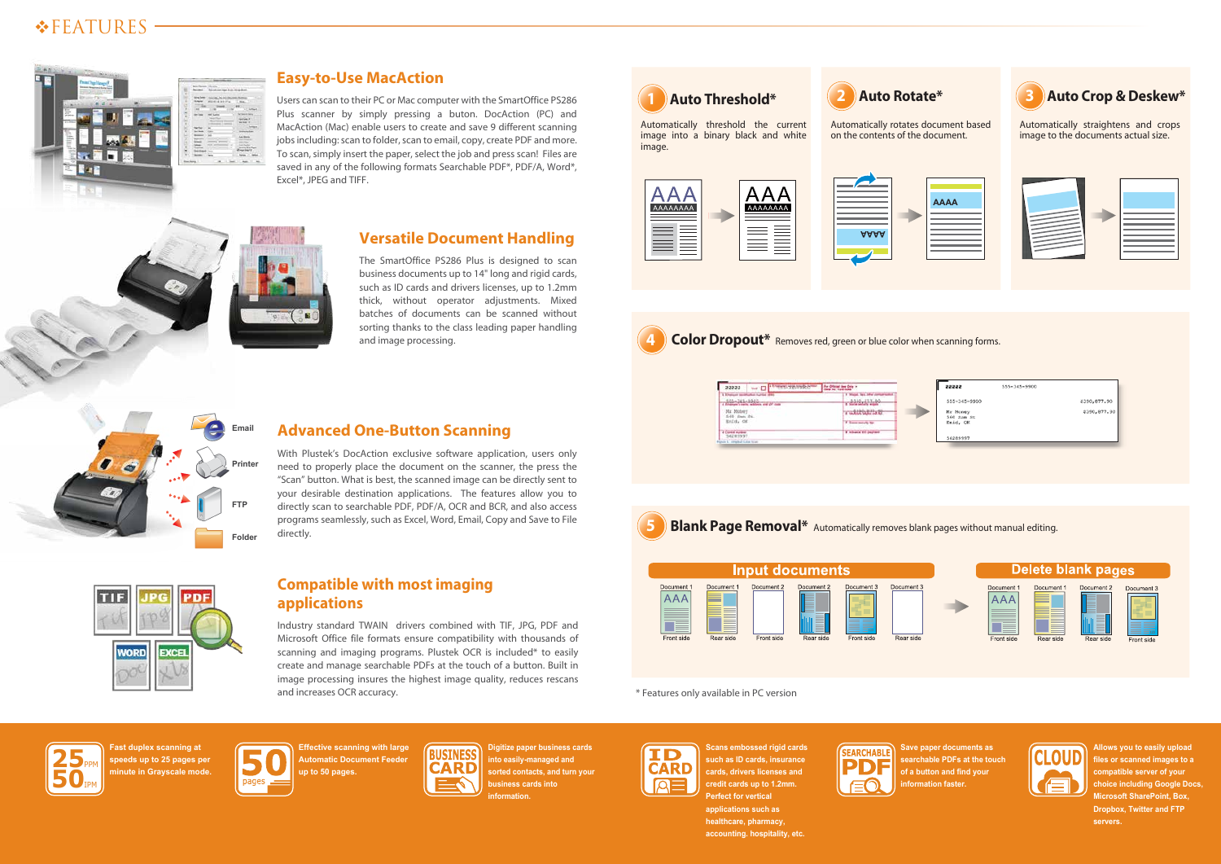# ❖FEATURES

## Easy-to-Use MacAction

Users can scan to their PC or Mac computer with the SmartOffice PS286 Plus scanner by simply pressing a buton. DocAction (PC) and MacAction (Mac) enable users to create and save 9 different scanning jobs including: scan to folder, scan to email, copy, create PDF and more. To scan, simply insert the paper, select the job and press scan! Files are saved in any of the following formats Searchable PDF*, PDF/A, Word*, Excel*, JPEG and TIFF.

## Versatile Document Handling

The SmartOffice PS286 Plus is designed to scan business documents up to 14" long and rigid cards, such as ID cards and drivers licenses, up to 1.2mm thick, without operator adjustments. Mixed batches of documents can be scanned without sorting thanks to the class leading paper handling and image processing.

## Advanced One-Button Scanning

Email
Printer
FTP
Folder

With Plustek's DocAction exclusive software application, users only need to properly place the document on the scanner, the press the "Scan" button. What is best, the scanned image can be directly sent to your desirable destination applications. The features allow you to directly scan to searchable PDF, PDF/A, OCR and BCR, and also access programs seamlessly, such as Excel, Word, Email, Copy and Save to File directly.

## Compatible with most imaging applications

TIF JPG PDF WORD EXCEL

Industry standard TWAIN drivers combined with TIF, JPG, PDF and Microsoft Office file formats ensure compatibility with thousands of scanning and imaging programs. Plustek OCR is included* to easily create and manage searchable PDFs at the touch of a button. Built in image processing insures the highest image quality, reduces rescans and increases OCR accuracy.

### 1 Auto Threshold*

Automatically threshold the current image into a binary black and white image.

### 2 Auto Rotate*

Automatically rotates document based on the contents of the document.

### 3 Auto Crop & Deskew*

Automatically straightens and crops image to the documents actual size.

### 4 Color Dropout*

Removes red, green or blue color when scanning forms.

### 5 Blank Page Removal*

Automatically removes blank pages without manual editing.

Input documents: Document 1 Front side, Document 1 Rear side, Document 2 Front side, Document 2 Rear side, Document 3 Front side, Document 3 Rear side

Delete blank pages: Document 1 Front side, Document 1 Rear side, Document 2 Rear side, Document 3 Front side

* Features only available in PC version

25 PPM / 50 IPM — **Fast duplex scanning at speeds up to 25 pages per minute in Grayscale mode.**

50 pages — **Effective scanning with large Automatic Document Feeder up to 50 pages.**

BUSINESS CARD — **Digitize paper business cards into easily-managed and sorted contacts, and turn your business cards into information.**

ID CARD — **Scans embossed rigid cards such as ID cards, insurance cards, drivers licenses and credit cards up to 1.2mm. Perfect for vertical applications such as healthcare, pharmacy, accounting. hospitality, etc.**

SEARCHABLE PDF — **Save paper documents as searchable PDFs at the touch of a button and find your information faster.**

CLOUD — **Allows you to easily upload files or scanned images to a compatible server of your choice including Google Docs, Microsoft SharePoint, Box, Dropbox, Twitter and FTP servers.**